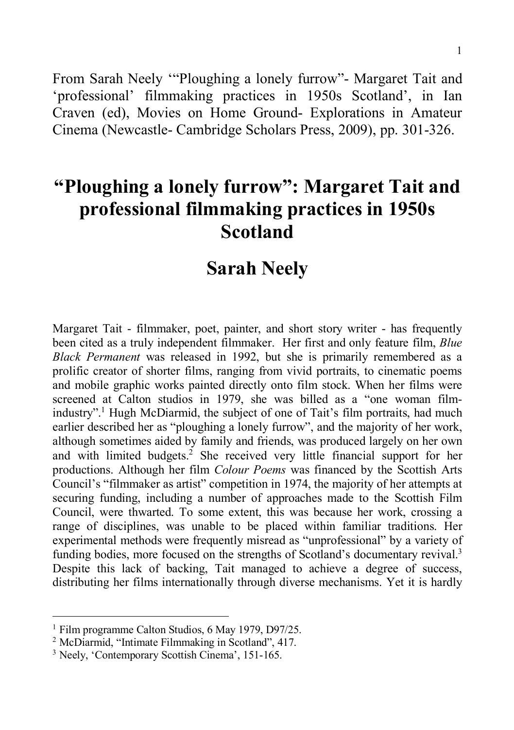From Sarah Neely '"Ploughing a lonely furrow"- Margaret Tait and 'professional' filmmaking practices in 1950s Scotland', in Ian Craven (ed), Movies on Home Ground- Explorations in Amateur Cinema (Newcastle- Cambridge Scholars Press, 2009), pp. 301-326.

# "Ploughing a lonely furrow": Margaret Tait and professional filmmaking practices in 1950s Scotland

## Sarah Neely

Margaret Tait - filmmaker, poet, painter, and short story writer - has frequently been cited as a truly independent filmmaker. Her first and only feature film, *Blue Black Permanent* was released in 1992, but she is primarily remembered as a prolific creator of shorter films, ranging from vivid portraits, to cinematic poems and mobile graphic works painted directly onto film stock. When her films were screened at Calton studios in 1979, she was billed as a "one woman film-industry".[1] Hugh McDiarmid, the subject of one of Tait's film portraits, had much earlier described her as "ploughing a lonely furrow", and the majority of her work, although sometimes aided by family and friends, was produced largely on her own and with limited budgets.[2] She received very little financial support for her productions. Although her film *Colour Poems* was financed by the Scottish Arts Council's "filmmaker as artist" competition in 1974, the majority of her attempts at securing funding, including a number of approaches made to the Scottish Film Council, were thwarted. To some extent, this was because her work, crossing a range of disciplines, was unable to be placed within familiar traditions. Her experimental methods were frequently misread as "unprofessional" by a variety of funding bodies, more focused on the strengths of Scotland's documentary revival.[3] Despite this lack of backing, Tait managed to achieve a degree of success, distributing her films internationally through diverse mechanisms. Yet it is hardly

---

[1] Film programme Calton Studios, 6 May 1979, D97/25.

[2] McDiarmid, "Intimate Filmmaking in Scotland", 417.

[3] Neely, 'Contemporary Scottish Cinema', 151-165.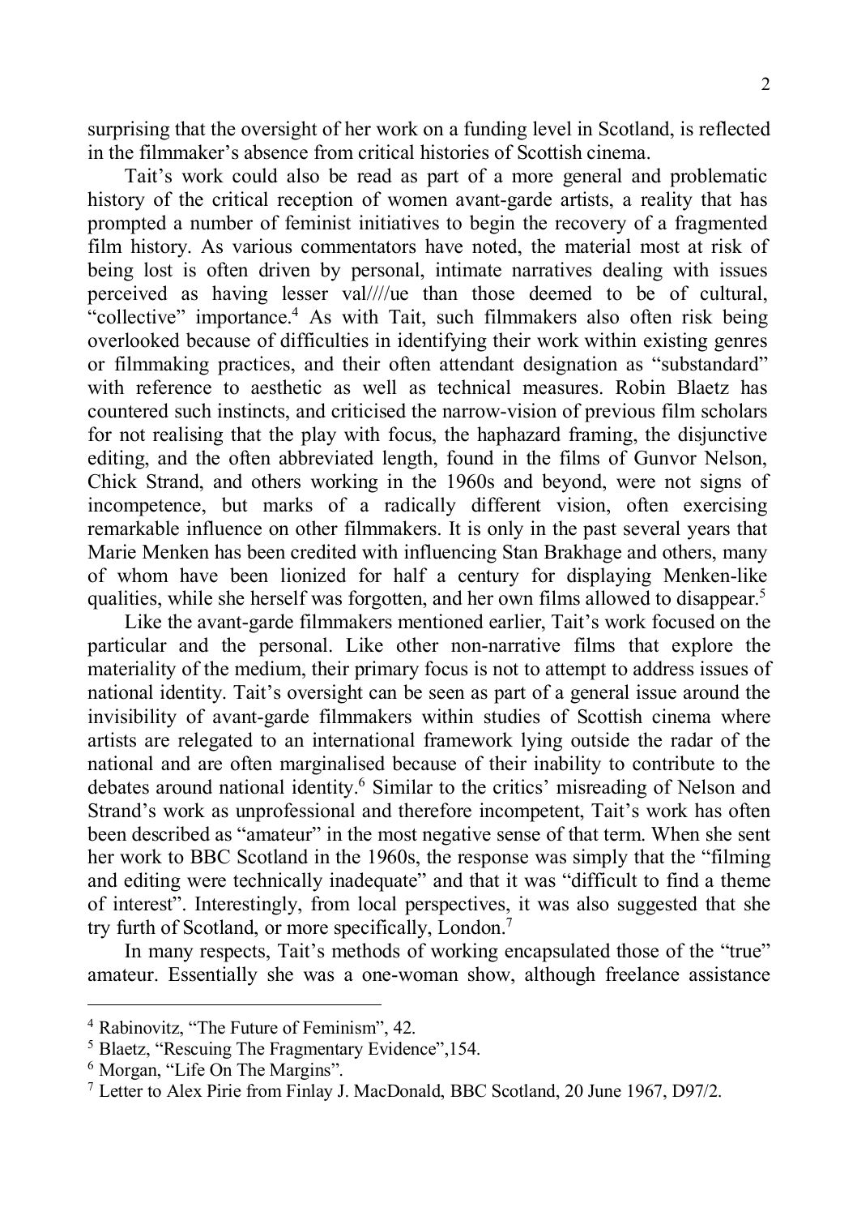surprising that the oversight of her work on a funding level in Scotland, is reflected in the filmmaker's absence from critical histories of Scottish cinema.

Tait's work could also be read as part of a more general and problematic history of the critical reception of women avant-garde artists, a reality that has prompted a number of feminist initiatives to begin the recovery of a fragmented film history. As various commentators have noted, the material most at risk of being lost is often driven by personal, intimate narratives dealing with issues perceived as having lesser val////ue than those deemed to be of cultural, "collective" importance.[4] As with Tait, such filmmakers also often risk being overlooked because of difficulties in identifying their work within existing genres or filmmaking practices, and their often attendant designation as "substandard" with reference to aesthetic as well as technical measures. Robin Blaetz has countered such instincts, and criticised the narrow-vision of previous film scholars for not realising that the play with focus, the haphazard framing, the disjunctive editing, and the often abbreviated length, found in the films of Gunvor Nelson, Chick Strand, and others working in the 1960s and beyond, were not signs of incompetence, but marks of a radically different vision, often exercising remarkable influence on other filmmakers. It is only in the past several years that Marie Menken has been credited with influencing Stan Brakhage and others, many of whom have been lionized for half a century for displaying Menken-like qualities, while she herself was forgotten, and her own films allowed to disappear.[5]

Like the avant-garde filmmakers mentioned earlier, Tait's work focused on the particular and the personal. Like other non-narrative films that explore the materiality of the medium, their primary focus is not to attempt to address issues of national identity. Tait's oversight can be seen as part of a general issue around the invisibility of avant-garde filmmakers within studies of Scottish cinema where artists are relegated to an international framework lying outside the radar of the national and are often marginalised because of their inability to contribute to the debates around national identity.[6] Similar to the critics' misreading of Nelson and Strand's work as unprofessional and therefore incompetent, Tait's work has often been described as "amateur" in the most negative sense of that term. When she sent her work to BBC Scotland in the 1960s, the response was simply that the "filming and editing were technically inadequate" and that it was "difficult to find a theme of interest". Interestingly, from local perspectives, it was also suggested that she try furth of Scotland, or more specifically, London.[7]

In many respects, Tait's methods of working encapsulated those of the "true" amateur. Essentially she was a one-woman show, although freelance assistance

---

[4] Rabinovitz, "The Future of Feminism", 42.

[5] Blaetz, "Rescuing The Fragmentary Evidence",154.

[6] Morgan, "Life On The Margins".

[7] Letter to Alex Pirie from Finlay J. MacDonald, BBC Scotland, 20 June 1967, D97/2.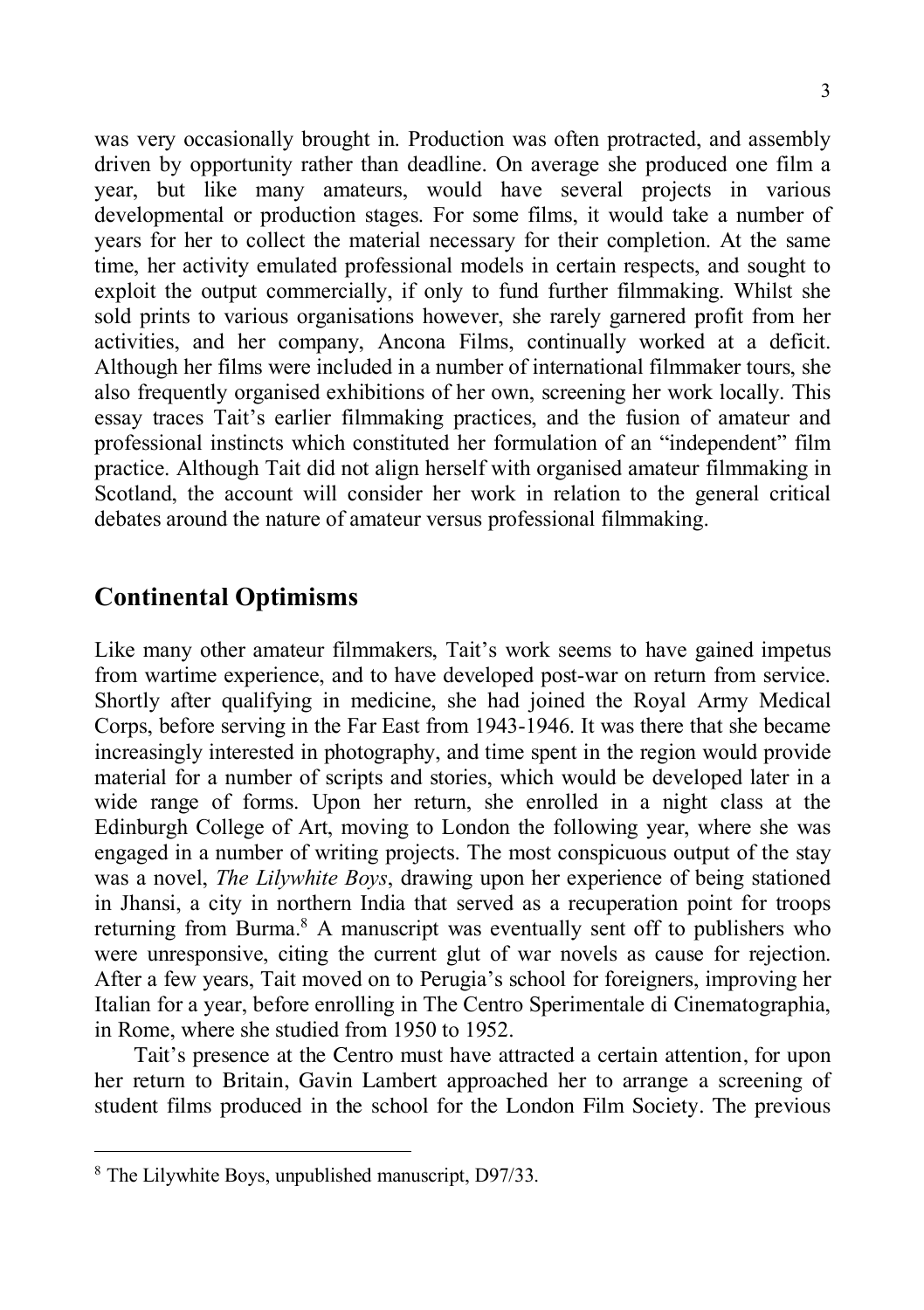was very occasionally brought in. Production was often protracted, and assembly driven by opportunity rather than deadline. On average she produced one film a year, but like many amateurs, would have several projects in various developmental or production stages. For some films, it would take a number of years for her to collect the material necessary for their completion. At the same time, her activity emulated professional models in certain respects, and sought to exploit the output commercially, if only to fund further filmmaking. Whilst she sold prints to various organisations however, she rarely garnered profit from her activities, and her company, Ancona Films, continually worked at a deficit. Although her films were included in a number of international filmmaker tours, she also frequently organised exhibitions of her own, screening her work locally. This essay traces Tait's earlier filmmaking practices, and the fusion of amateur and professional instincts which constituted her formulation of an "independent" film practice. Although Tait did not align herself with organised amateur filmmaking in Scotland, the account will consider her work in relation to the general critical debates around the nature of amateur versus professional filmmaking.

## Continental Optimisms

Like many other amateur filmmakers, Tait's work seems to have gained impetus from wartime experience, and to have developed post-war on return from service. Shortly after qualifying in medicine, she had joined the Royal Army Medical Corps, before serving in the Far East from 1943-1946. It was there that she became increasingly interested in photography, and time spent in the region would provide material for a number of scripts and stories, which would be developed later in a wide range of forms. Upon her return, she enrolled in a night class at the Edinburgh College of Art, moving to London the following year, where she was engaged in a number of writing projects. The most conspicuous output of the stay was a novel, *The Lilywhite Boys*, drawing upon her experience of being stationed in Jhansi, a city in northern India that served as a recuperation point for troops returning from Burma.[8] A manuscript was eventually sent off to publishers who were unresponsive, citing the current glut of war novels as cause for rejection. After a few years, Tait moved on to Perugia's school for foreigners, improving her Italian for a year, before enrolling in The Centro Sperimentale di Cinematographia, in Rome, where she studied from 1950 to 1952.

Tait's presence at the Centro must have attracted a certain attention, for upon her return to Britain, Gavin Lambert approached her to arrange a screening of student films produced in the school for the London Film Society. The previous

---

[8] The Lilywhite Boys, unpublished manuscript, D97/33.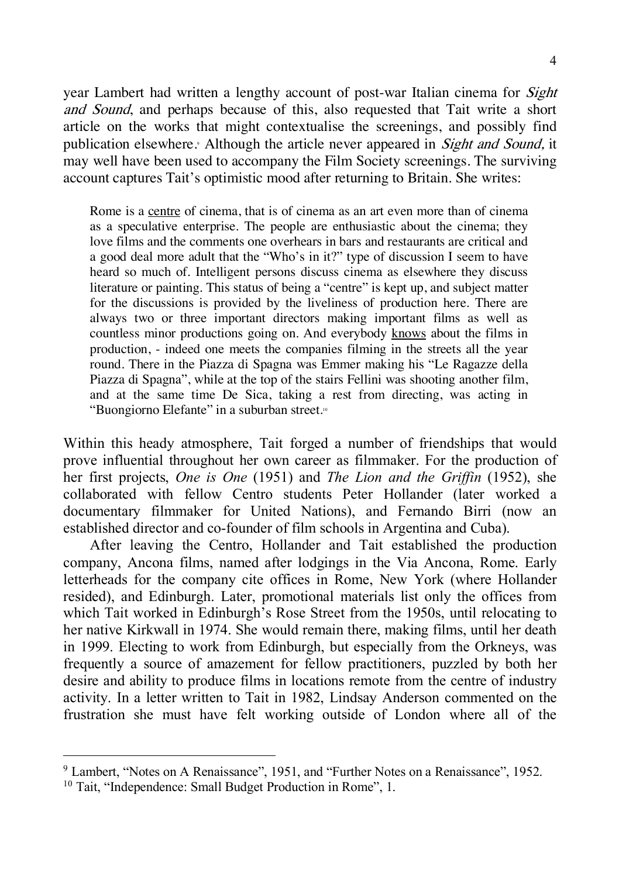year Lambert had written a lengthy account of post-war Italian cinema for *Sight and Sound*, and perhaps because of this, also requested that Tait write a short article on the works that might contextualise the screenings, and possibly find publication elsewhere.[9] Although the article never appeared in *Sight and Sound,* it may well have been used to accompany the Film Society screenings. The surviving account captures Tait's optimistic mood after returning to Britain. She writes:

> Rome is a <u>centre</u> of cinema, that is of cinema as an art even more than of cinema as a speculative enterprise. The people are enthusiastic about the cinema; they love films and the comments one overhears in bars and restaurants are critical and a good deal more adult that the "Who's in it?" type of discussion I seem to have heard so much of. Intelligent persons discuss cinema as elsewhere they discuss literature or painting. This status of being a "centre" is kept up, and subject matter for the discussions is provided by the liveliness of production here. There are always two or three important directors making important films as well as countless minor productions going on. And everybody <u>knows</u> about the films in production, - indeed one meets the companies filming in the streets all the year round. There in the Piazza di Spagna was Emmer making his "Le Ragazze della Piazza di Spagna", while at the top of the stairs Fellini was shooting another film, and at the same time De Sica, taking a rest from directing, was acting in "Buongiorno Elefante" in a suburban street.[10]

Within this heady atmosphere, Tait forged a number of friendships that would prove influential throughout her own career as filmmaker. For the production of her first projects, *One is One* (1951) and *The Lion and the Griffin* (1952), she collaborated with fellow Centro students Peter Hollander (later worked a documentary filmmaker for United Nations), and Fernando Birri (now an established director and co-founder of film schools in Argentina and Cuba).

After leaving the Centro, Hollander and Tait established the production company, Ancona films, named after lodgings in the Via Ancona, Rome. Early letterheads for the company cite offices in Rome, New York (where Hollander resided), and Edinburgh. Later, promotional materials list only the offices from which Tait worked in Edinburgh's Rose Street from the 1950s, until relocating to her native Kirkwall in 1974. She would remain there, making films, until her death in 1999. Electing to work from Edinburgh, but especially from the Orkneys, was frequently a source of amazement for fellow practitioners, puzzled by both her desire and ability to produce films in locations remote from the centre of industry activity. In a letter written to Tait in 1982, Lindsay Anderson commented on the frustration she must have felt working outside of London where all of the

---

[9] Lambert, "Notes on A Renaissance", 1951, and "Further Notes on a Renaissance", 1952.

[10] Tait, "Independence: Small Budget Production in Rome", 1.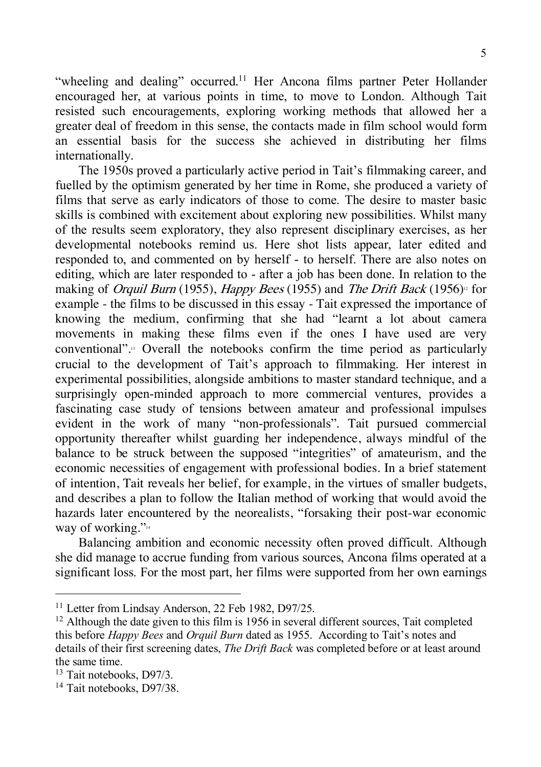"wheeling and dealing" occurred.[11] Her Ancona films partner Peter Hollander encouraged her, at various points in time, to move to London. Although Tait resisted such encouragements, exploring working methods that allowed her a greater deal of freedom in this sense, the contacts made in film school would form an essential basis for the success she achieved in distributing her films internationally.

The 1950s proved a particularly active period in Tait's filmmaking career, and fuelled by the optimism generated by her time in Rome, she produced a variety of films that serve as early indicators of those to come. The desire to master basic skills is combined with excitement about exploring new possibilities. Whilst many of the results seem exploratory, they also represent disciplinary exercises, as her developmental notebooks remind us. Here shot lists appear, later edited and responded to, and commented on by herself - to herself. There are also notes on editing, which are later responded to - after a job has been done. In relation to the making of *Orquil Burn* (1955), *Happy Bees* (1955) and *The Drift Back* (1956)[12] for example - the films to be discussed in this essay - Tait expressed the importance of knowing the medium, confirming that she had "learnt a lot about camera movements in making these films even if the ones I have used are very conventional".[13] Overall the notebooks confirm the time period as particularly crucial to the development of Tait's approach to filmmaking. Her interest in experimental possibilities, alongside ambitions to master standard technique, and a surprisingly open-minded approach to more commercial ventures, provides a fascinating case study of tensions between amateur and professional impulses evident in the work of many "non-professionals". Tait pursued commercial opportunity thereafter whilst guarding her independence, always mindful of the balance to be struck between the supposed "integrities" of amateurism, and the economic necessities of engagement with professional bodies. In a brief statement of intention, Tait reveals her belief, for example, in the virtues of smaller budgets, and describes a plan to follow the Italian method of working that would avoid the hazards later encountered by the neorealists, "forsaking their post-war economic way of working."[14]

Balancing ambition and economic necessity often proved difficult. Although she did manage to accrue funding from various sources, Ancona films operated at a significant loss. For the most part, her films were supported from her own earnings

---

[11] Letter from Lindsay Anderson, 22 Feb 1982, D97/25.

[12] Although the date given to this film is 1956 in several different sources, Tait completed this before *Happy Bees* and *Orquil Burn* dated as 1955. According to Tait's notes and details of their first screening dates, *The Drift Back* was completed before or at least around the same time.

[13] Tait notebooks, D97/3.

[14] Tait notebooks, D97/38.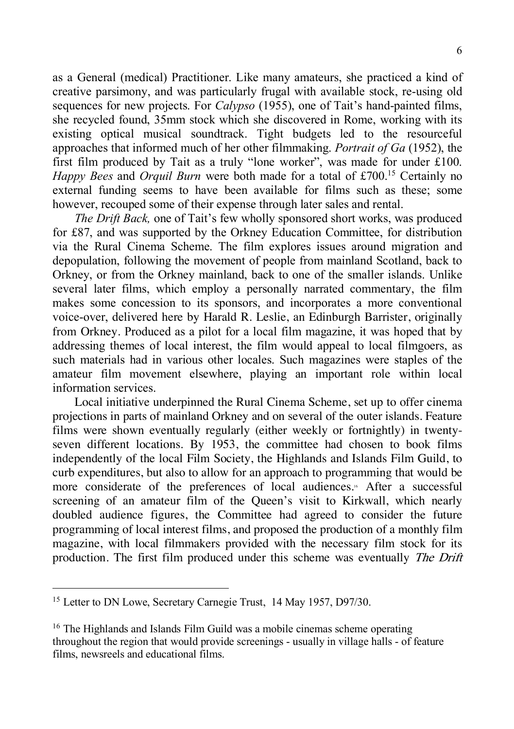as a General (medical) Practitioner. Like many amateurs, she practiced a kind of creative parsimony, and was particularly frugal with available stock, re-using old sequences for new projects. For *Calypso* (1955), one of Tait's hand-painted films, she recycled found, 35mm stock which she discovered in Rome, working with its existing optical musical soundtrack. Tight budgets led to the resourceful approaches that informed much of her other filmmaking. *Portrait of Ga* (1952), the first film produced by Tait as a truly "lone worker", was made for under £100. *Happy Bees* and *Orquil Burn* were both made for a total of £700.[15] Certainly no external funding seems to have been available for films such as these; some however, recouped some of their expense through later sales and rental.

*The Drift Back,* one of Tait's few wholly sponsored short works, was produced for £87, and was supported by the Orkney Education Committee, for distribution via the Rural Cinema Scheme. The film explores issues around migration and depopulation, following the movement of people from mainland Scotland, back to Orkney, or from the Orkney mainland, back to one of the smaller islands. Unlike several later films, which employ a personally narrated commentary, the film makes some concession to its sponsors, and incorporates a more conventional voice-over, delivered here by Harald R. Leslie, an Edinburgh Barrister, originally from Orkney. Produced as a pilot for a local film magazine, it was hoped that by addressing themes of local interest, the film would appeal to local filmgoers, as such materials had in various other locales. Such magazines were staples of the amateur film movement elsewhere, playing an important role within local information services.

Local initiative underpinned the Rural Cinema Scheme, set up to offer cinema projections in parts of mainland Orkney and on several of the outer islands. Feature films were shown eventually regularly (either weekly or fortnightly) in twenty-seven different locations. By 1953, the committee had chosen to book films independently of the local Film Society, the Highlands and Islands Film Guild, to curb expenditures, but also to allow for an approach to programming that would be more considerate of the preferences of local audiences.[16] After a successful screening of an amateur film of the Queen's visit to Kirkwall, which nearly doubled audience figures, the Committee had agreed to consider the future programming of local interest films, and proposed the production of a monthly film magazine, with local filmmakers provided with the necessary film stock for its production. The first film produced under this scheme was eventually *The Drift*

---

[15] Letter to DN Lowe, Secretary Carnegie Trust, 14 May 1957, D97/30.

[16] The Highlands and Islands Film Guild was a mobile cinemas scheme operating throughout the region that would provide screenings - usually in village halls - of feature films, newsreels and educational films.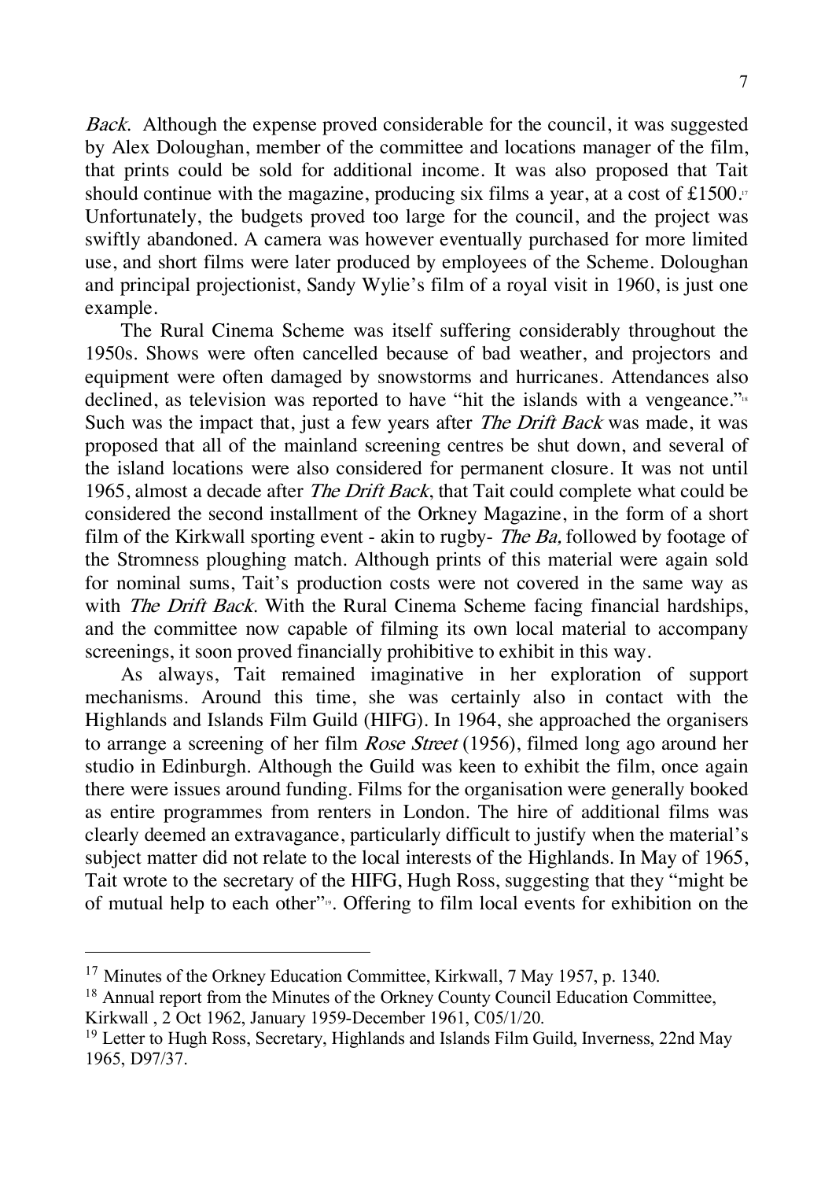*Back*. Although the expense proved considerable for the council, it was suggested by Alex Doloughan, member of the committee and locations manager of the film, that prints could be sold for additional income. It was also proposed that Tait should continue with the magazine, producing six films a year, at a cost of £1500.[17] Unfortunately, the budgets proved too large for the council, and the project was swiftly abandoned. A camera was however eventually purchased for more limited use, and short films were later produced by employees of the Scheme. Doloughan and principal projectionist, Sandy Wylie's film of a royal visit in 1960, is just one example.

The Rural Cinema Scheme was itself suffering considerably throughout the 1950s. Shows were often cancelled because of bad weather, and projectors and equipment were often damaged by snowstorms and hurricanes. Attendances also declined, as television was reported to have "hit the islands with a vengeance."[18] Such was the impact that, just a few years after *The Drift Back* was made, it was proposed that all of the mainland screening centres be shut down, and several of the island locations were also considered for permanent closure. It was not until 1965, almost a decade after *The Drift Back*, that Tait could complete what could be considered the second installment of the Orkney Magazine, in the form of a short film of the Kirkwall sporting event - akin to rugby- *The Ba,* followed by footage of the Stromness ploughing match. Although prints of this material were again sold for nominal sums, Tait's production costs were not covered in the same way as with *The Drift Back*. With the Rural Cinema Scheme facing financial hardships, and the committee now capable of filming its own local material to accompany screenings, it soon proved financially prohibitive to exhibit in this way.

As always, Tait remained imaginative in her exploration of support mechanisms. Around this time, she was certainly also in contact with the Highlands and Islands Film Guild (HIFG). In 1964, she approached the organisers to arrange a screening of her film *Rose Street* (1956), filmed long ago around her studio in Edinburgh. Although the Guild was keen to exhibit the film, once again there were issues around funding. Films for the organisation were generally booked as entire programmes from renters in London. The hire of additional films was clearly deemed an extravagance, particularly difficult to justify when the material's subject matter did not relate to the local interests of the Highlands. In May of 1965, Tait wrote to the secretary of the HIFG, Hugh Ross, suggesting that they "might be of mutual help to each other"[19]. Offering to film local events for exhibition on the

---

[17] Minutes of the Orkney Education Committee, Kirkwall, 7 May 1957, p. 1340.

[18] Annual report from the Minutes of the Orkney County Council Education Committee, Kirkwall , 2 Oct 1962, January 1959-December 1961, C05/1/20.

[19] Letter to Hugh Ross, Secretary, Highlands and Islands Film Guild, Inverness, 22nd May 1965, D97/37.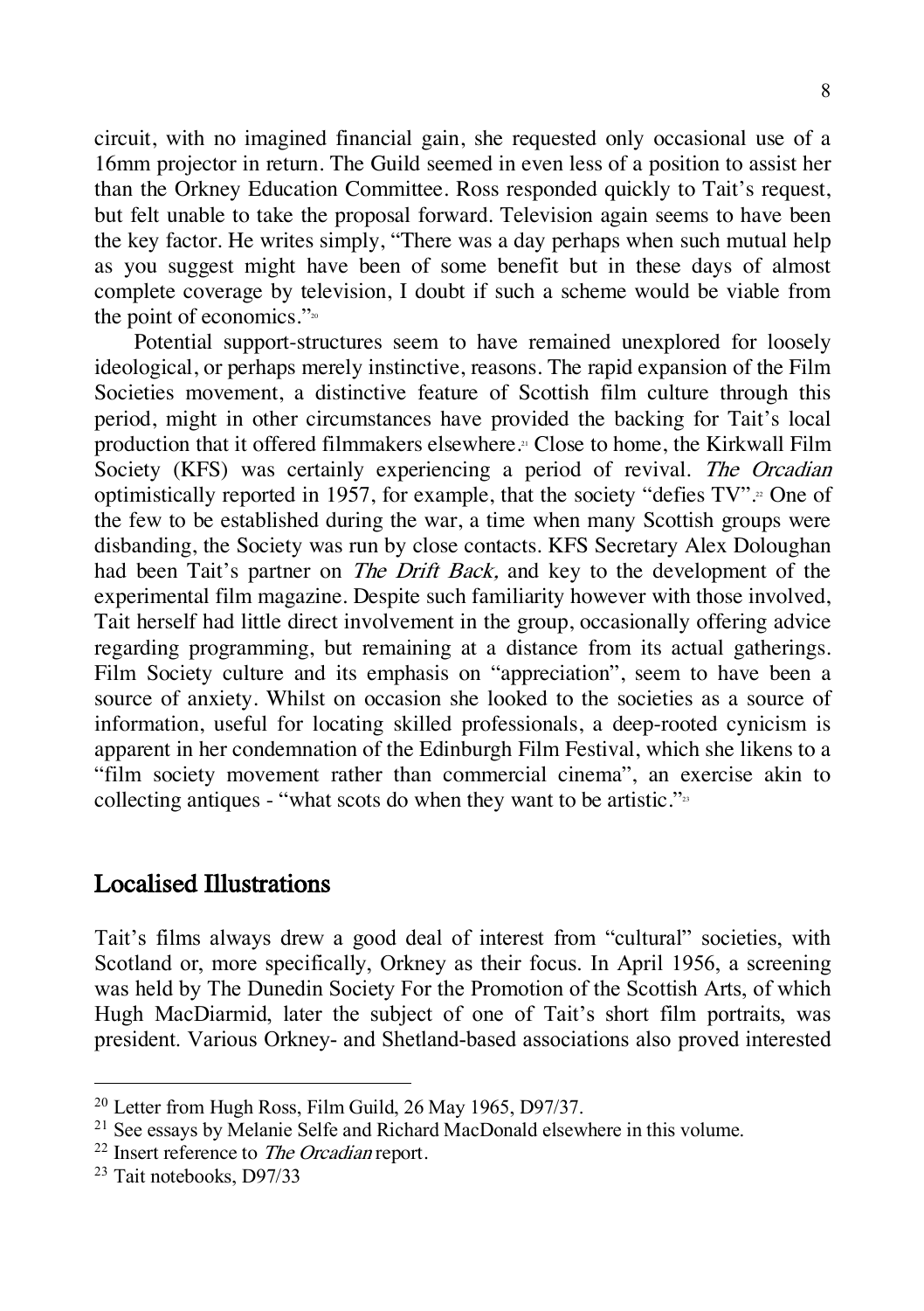circuit, with no imagined financial gain, she requested only occasional use of a 16mm projector in return. The Guild seemed in even less of a position to assist her than the Orkney Education Committee. Ross responded quickly to Tait's request, but felt unable to take the proposal forward. Television again seems to have been the key factor. He writes simply, "There was a day perhaps when such mutual help as you suggest might have been of some benefit but in these days of almost complete coverage by television, I doubt if such a scheme would be viable from the point of economics."[20]

Potential support-structures seem to have remained unexplored for loosely ideological, or perhaps merely instinctive, reasons. The rapid expansion of the Film Societies movement, a distinctive feature of Scottish film culture through this period, might in other circumstances have provided the backing for Tait's local production that it offered filmmakers elsewhere.[21] Close to home, the Kirkwall Film Society (KFS) was certainly experiencing a period of revival. *The Orcadian* optimistically reported in 1957, for example, that the society "defies TV".[22] One of the few to be established during the war, a time when many Scottish groups were disbanding, the Society was run by close contacts. KFS Secretary Alex Doloughan had been Tait's partner on *The Drift Back,* and key to the development of the experimental film magazine. Despite such familiarity however with those involved, Tait herself had little direct involvement in the group, occasionally offering advice regarding programming, but remaining at a distance from its actual gatherings. Film Society culture and its emphasis on "appreciation", seem to have been a source of anxiety. Whilst on occasion she looked to the societies as a source of information, useful for locating skilled professionals, a deep-rooted cynicism is apparent in her condemnation of the Edinburgh Film Festival, which she likens to a "film society movement rather than commercial cinema", an exercise akin to collecting antiques - "what scots do when they want to be artistic."[23]

## Localised Illustrations

Tait's films always drew a good deal of interest from "cultural" societies, with Scotland or, more specifically, Orkney as their focus. In April 1956, a screening was held by The Dunedin Society For the Promotion of the Scottish Arts, of which Hugh MacDiarmid, later the subject of one of Tait's short film portraits, was president. Various Orkney- and Shetland-based associations also proved interested

---

[20] Letter from Hugh Ross, Film Guild, 26 May 1965, D97/37.

[21] See essays by Melanie Selfe and Richard MacDonald elsewhere in this volume.

[22] Insert reference to *The Orcadian* report.

[23] Tait notebooks, D97/33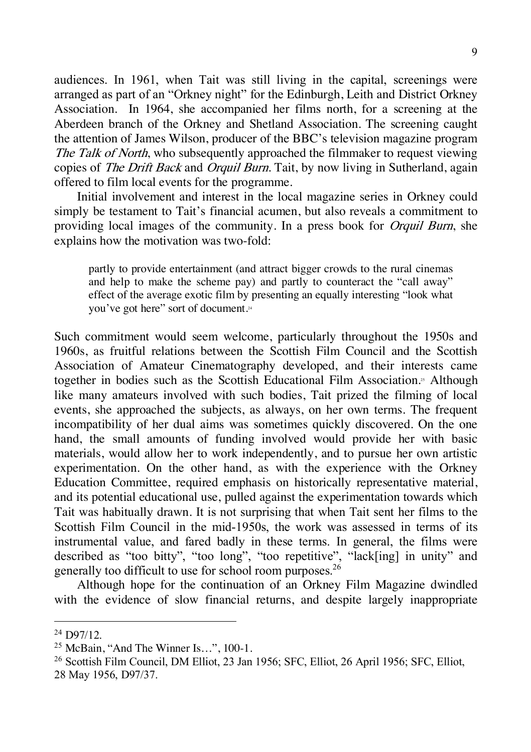audiences. In 1961, when Tait was still living in the capital, screenings were arranged as part of an "Orkney night" for the Edinburgh, Leith and District Orkney Association. In 1964, she accompanied her films north, for a screening at the Aberdeen branch of the Orkney and Shetland Association. The screening caught the attention of James Wilson, producer of the BBC's television magazine program *The Talk of North*, who subsequently approached the filmmaker to request viewing copies of *The Drift Back* and *Orquil Burn*. Tait, by now living in Sutherland, again offered to film local events for the programme.

Initial involvement and interest in the local magazine series in Orkney could simply be testament to Tait's financial acumen, but also reveals a commitment to providing local images of the community. In a press book for *Orquil Burn*, she explains how the motivation was two-fold:

> partly to provide entertainment (and attract bigger crowds to the rural cinemas and help to make the scheme pay) and partly to counteract the "call away" effect of the average exotic film by presenting an equally interesting "look what you've got here" sort of document.[24]

Such commitment would seem welcome, particularly throughout the 1950s and 1960s, as fruitful relations between the Scottish Film Council and the Scottish Association of Amateur Cinematography developed, and their interests came together in bodies such as the Scottish Educational Film Association.[25] Although like many amateurs involved with such bodies, Tait prized the filming of local events, she approached the subjects, as always, on her own terms. The frequent incompatibility of her dual aims was sometimes quickly discovered. On the one hand, the small amounts of funding involved would provide her with basic materials, would allow her to work independently, and to pursue her own artistic experimentation. On the other hand, as with the experience with the Orkney Education Committee, required emphasis on historically representative material, and its potential educational use, pulled against the experimentation towards which Tait was habitually drawn. It is not surprising that when Tait sent her films to the Scottish Film Council in the mid-1950s, the work was assessed in terms of its instrumental value, and fared badly in these terms. In general, the films were described as "too bitty", "too long", "too repetitive", "lack[ing] in unity" and generally too difficult to use for school room purposes.[26]

Although hope for the continuation of an Orkney Film Magazine dwindled with the evidence of slow financial returns, and despite largely inappropriate

---

[24] D97/12.

[25] McBain, "And The Winner Is…", 100-1.

[26] Scottish Film Council, DM Elliot, 23 Jan 1956; SFC, Elliot, 26 April 1956; SFC, Elliot, 28 May 1956, D97/37.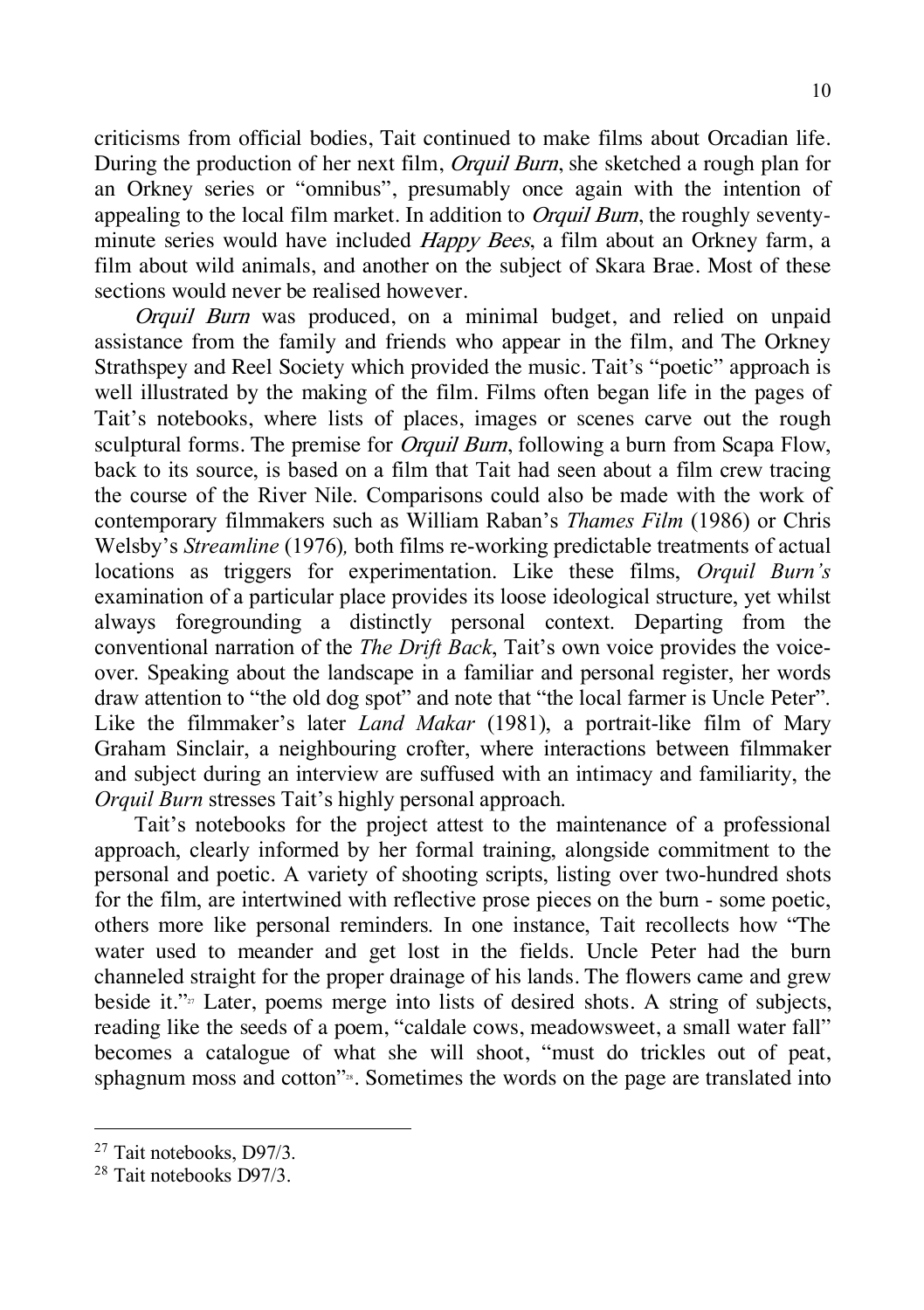criticisms from official bodies, Tait continued to make films about Orcadian life. During the production of her next film, *Orquil Burn*, she sketched a rough plan for an Orkney series or "omnibus", presumably once again with the intention of appealing to the local film market. In addition to *Orquil Burn*, the roughly seventy-minute series would have included *Happy Bees*, a film about an Orkney farm, a film about wild animals, and another on the subject of Skara Brae. Most of these sections would never be realised however.

*Orquil Burn* was produced, on a minimal budget, and relied on unpaid assistance from the family and friends who appear in the film, and The Orkney Strathspey and Reel Society which provided the music. Tait's "poetic" approach is well illustrated by the making of the film. Films often began life in the pages of Tait's notebooks, where lists of places, images or scenes carve out the rough sculptural forms. The premise for *Orquil Burn*, following a burn from Scapa Flow, back to its source, is based on a film that Tait had seen about a film crew tracing the course of the River Nile. Comparisons could also be made with the work of contemporary filmmakers such as William Raban's *Thames Film* (1986) or Chris Welsby's *Streamline* (1976), both films re-working predictable treatments of actual locations as triggers for experimentation. Like these films, *Orquil Burn's* examination of a particular place provides its loose ideological structure, yet whilst always foregrounding a distinctly personal context. Departing from the conventional narration of the *The Drift Back*, Tait's own voice provides the voice-over. Speaking about the landscape in a familiar and personal register, her words draw attention to "the old dog spot" and note that "the local farmer is Uncle Peter". Like the filmmaker's later *Land Makar* (1981), a portrait-like film of Mary Graham Sinclair, a neighbouring crofter, where interactions between filmmaker and subject during an interview are suffused with an intimacy and familiarity, the *Orquil Burn* stresses Tait's highly personal approach.

Tait's notebooks for the project attest to the maintenance of a professional approach, clearly informed by her formal training, alongside commitment to the personal and poetic. A variety of shooting scripts, listing over two-hundred shots for the film, are intertwined with reflective prose pieces on the burn - some poetic, others more like personal reminders. In one instance, Tait recollects how "The water used to meander and get lost in the fields. Uncle Peter had the burn channeled straight for the proper drainage of his lands. The flowers came and grew beside it."[27] Later, poems merge into lists of desired shots. A string of subjects, reading like the seeds of a poem, "caldale cows, meadowsweet, a small water fall" becomes a catalogue of what she will shoot, "must do trickles out of peat, sphagnum moss and cotton"[28]. Sometimes the words on the page are translated into

---

[27] Tait notebooks, D97/3.

[28] Tait notebooks D97/3.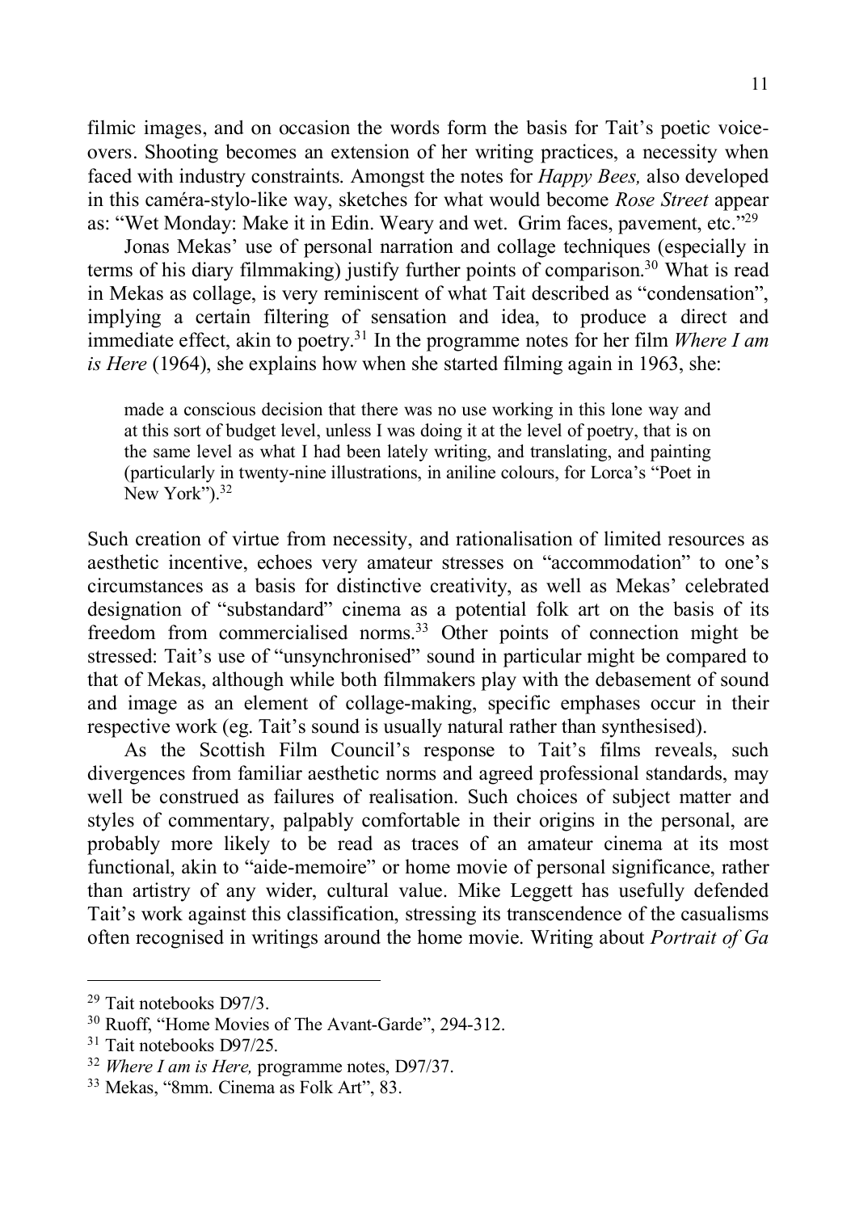filmic images, and on occasion the words form the basis for Tait's poetic voice-overs. Shooting becomes an extension of her writing practices, a necessity when faced with industry constraints. Amongst the notes for *Happy Bees,* also developed in this caméra-stylo-like way, sketches for what would become *Rose Street* appear as: "Wet Monday: Make it in Edin. Weary and wet. Grim faces, pavement, etc."[29]

Jonas Mekas' use of personal narration and collage techniques (especially in terms of his diary filmmaking) justify further points of comparison.[30] What is read in Mekas as collage, is very reminiscent of what Tait described as "condensation", implying a certain filtering of sensation and idea, to produce a direct and immediate effect, akin to poetry.[31] In the programme notes for her film *Where I am is Here* (1964), she explains how when she started filming again in 1963, she:

> made a conscious decision that there was no use working in this lone way and at this sort of budget level, unless I was doing it at the level of poetry, that is on the same level as what I had been lately writing, and translating, and painting (particularly in twenty-nine illustrations, in aniline colours, for Lorca's "Poet in New York").[32]

Such creation of virtue from necessity, and rationalisation of limited resources as aesthetic incentive, echoes very amateur stresses on "accommodation" to one's circumstances as a basis for distinctive creativity, as well as Mekas' celebrated designation of "substandard" cinema as a potential folk art on the basis of its freedom from commercialised norms.[33] Other points of connection might be stressed: Tait's use of "unsynchronised" sound in particular might be compared to that of Mekas, although while both filmmakers play with the debasement of sound and image as an element of collage-making, specific emphases occur in their respective work (eg. Tait's sound is usually natural rather than synthesised).

As the Scottish Film Council's response to Tait's films reveals, such divergences from familiar aesthetic norms and agreed professional standards, may well be construed as failures of realisation. Such choices of subject matter and styles of commentary, palpably comfortable in their origins in the personal, are probably more likely to be read as traces of an amateur cinema at its most functional, akin to "aide-memoire" or home movie of personal significance, rather than artistry of any wider, cultural value. Mike Leggett has usefully defended Tait's work against this classification, stressing its transcendence of the casualisms often recognised in writings around the home movie. Writing about *Portrait of Ga*

---

[29] Tait notebooks D97/3.

[30] Ruoff, "Home Movies of The Avant-Garde", 294-312.

[31] Tait notebooks D97/25.

[32] *Where I am is Here,* programme notes, D97/37.

[33] Mekas, "8mm. Cinema as Folk Art", 83.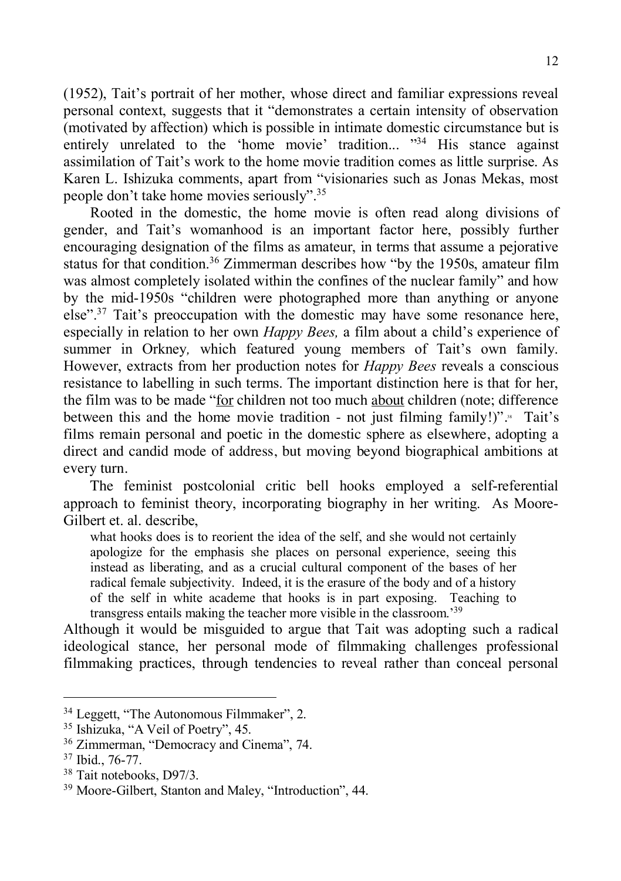(1952), Tait's portrait of her mother, whose direct and familiar expressions reveal personal context, suggests that it "demonstrates a certain intensity of observation (motivated by affection) which is possible in intimate domestic circumstance but is entirely unrelated to the 'home movie' tradition... "[34] His stance against assimilation of Tait's work to the home movie tradition comes as little surprise. As Karen L. Ishizuka comments, apart from "visionaries such as Jonas Mekas, most people don't take home movies seriously".[35]

Rooted in the domestic, the home movie is often read along divisions of gender, and Tait's womanhood is an important factor here, possibly further encouraging designation of the films as amateur, in terms that assume a pejorative status for that condition.[36] Zimmerman describes how "by the 1950s, amateur film was almost completely isolated within the confines of the nuclear family" and how by the mid-1950s "children were photographed more than anything or anyone else".[37] Tait's preoccupation with the domestic may have some resonance here, especially in relation to her own *Happy Bees,* a film about a child's experience of summer in Orkney*,* which featured young members of Tait's own family. However, extracts from her production notes for *Happy Bees* reveals a conscious resistance to labelling in such terms. The important distinction here is that for her, the film was to be made "<u>for</u> children not too much <u>about</u> children (note; difference between this and the home movie tradition - not just filming family!)".[38] Tait's films remain personal and poetic in the domestic sphere as elsewhere, adopting a direct and candid mode of address, but moving beyond biographical ambitions at every turn.

The feminist postcolonial critic bell hooks employed a self-referential approach to feminist theory, incorporating biography in her writing. As Moore-Gilbert et. al. describe,

> what hooks does is to reorient the idea of the self, and she would not certainly apologize for the emphasis she places on personal experience, seeing this instead as liberating, and as a crucial cultural component of the bases of her radical female subjectivity. Indeed, it is the erasure of the body and of a history of the self in white academe that hooks is in part exposing. Teaching to transgress entails making the teacher more visible in the classroom.'[39]

Although it would be misguided to argue that Tait was adopting such a radical ideological stance, her personal mode of filmmaking challenges professional filmmaking practices, through tendencies to reveal rather than conceal personal

---

[34] Leggett, "The Autonomous Filmmaker", 2.
[35] Ishizuka, "A Veil of Poetry", 45.
[36] Zimmerman, "Democracy and Cinema", 74.
[37] Ibid., 76-77.
[38] Tait notebooks, D97/3.
[39] Moore-Gilbert, Stanton and Maley, "Introduction", 44.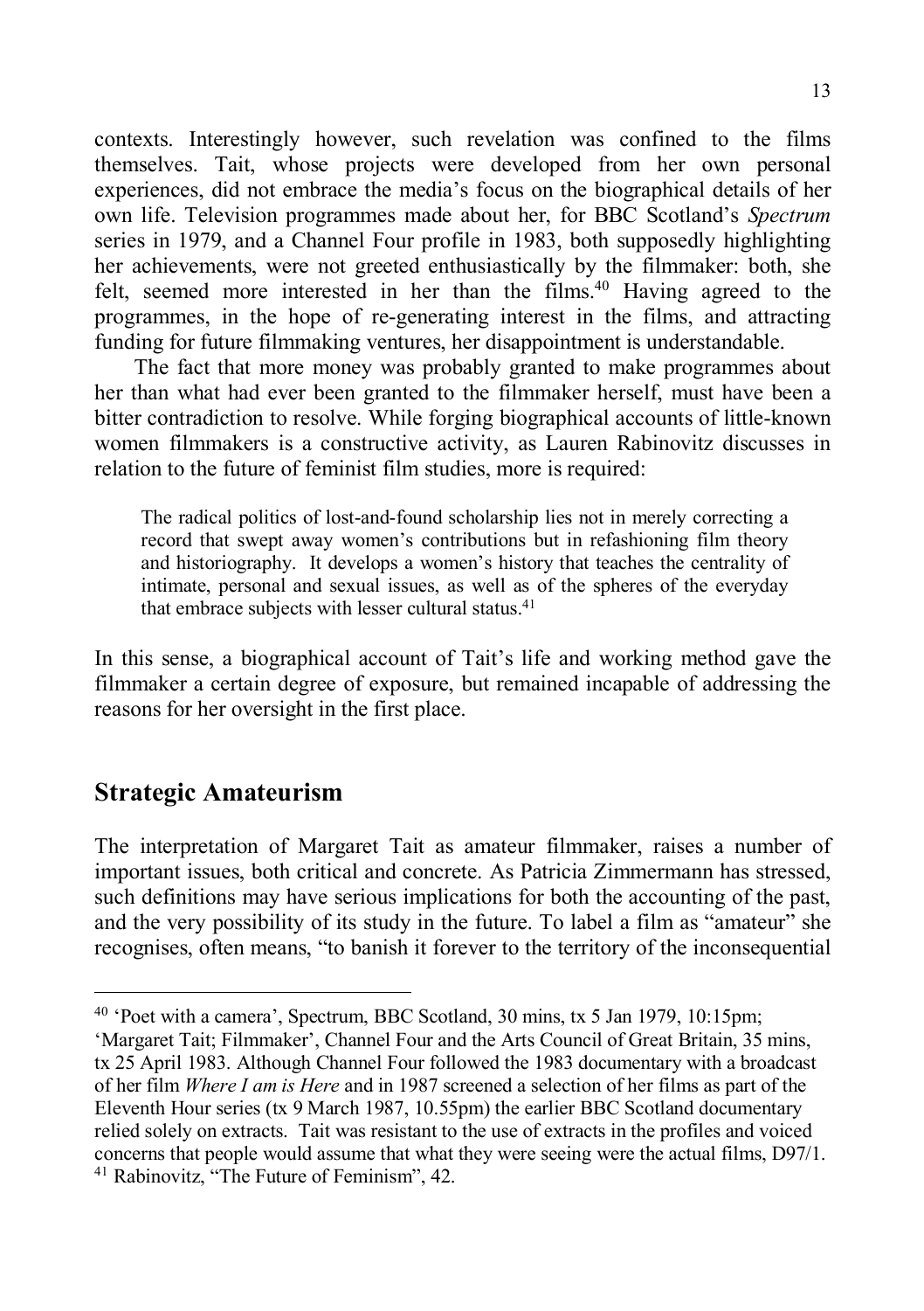contexts. Interestingly however, such revelation was confined to the films themselves. Tait, whose projects were developed from her own personal experiences, did not embrace the media's focus on the biographical details of her own life. Television programmes made about her, for BBC Scotland's *Spectrum* series in 1979, and a Channel Four profile in 1983, both supposedly highlighting her achievements, were not greeted enthusiastically by the filmmaker: both, she felt, seemed more interested in her than the films.[40] Having agreed to the programmes, in the hope of re-generating interest in the films, and attracting funding for future filmmaking ventures, her disappointment is understandable.

The fact that more money was probably granted to make programmes about her than what had ever been granted to the filmmaker herself, must have been a bitter contradiction to resolve. While forging biographical accounts of little-known women filmmakers is a constructive activity, as Lauren Rabinovitz discusses in relation to the future of feminist film studies, more is required:

> The radical politics of lost-and-found scholarship lies not in merely correcting a record that swept away women's contributions but in refashioning film theory and historiography. It develops a women's history that teaches the centrality of intimate, personal and sexual issues, as well as of the spheres of the everyday that embrace subjects with lesser cultural status.[41]

In this sense, a biographical account of Tait's life and working method gave the filmmaker a certain degree of exposure, but remained incapable of addressing the reasons for her oversight in the first place.

## Strategic Amateurism

The interpretation of Margaret Tait as amateur filmmaker, raises a number of important issues, both critical and concrete. As Patricia Zimmermann has stressed, such definitions may have serious implications for both the accounting of the past, and the very possibility of its study in the future. To label a film as "amateur" she recognises, often means, "to banish it forever to the territory of the inconsequential

---

[40] 'Poet with a camera', Spectrum, BBC Scotland, 30 mins, tx 5 Jan 1979, 10:15pm; 'Margaret Tait; Filmmaker', Channel Four and the Arts Council of Great Britain, 35 mins, tx 25 April 1983. Although Channel Four followed the 1983 documentary with a broadcast of her film *Where I am is Here* and in 1987 screened a selection of her films as part of the Eleventh Hour series (tx 9 March 1987, 10.55pm) the earlier BBC Scotland documentary relied solely on extracts. Tait was resistant to the use of extracts in the profiles and voiced concerns that people would assume that what they were seeing were the actual films, D97/1.

[41] Rabinovitz, "The Future of Feminism", 42.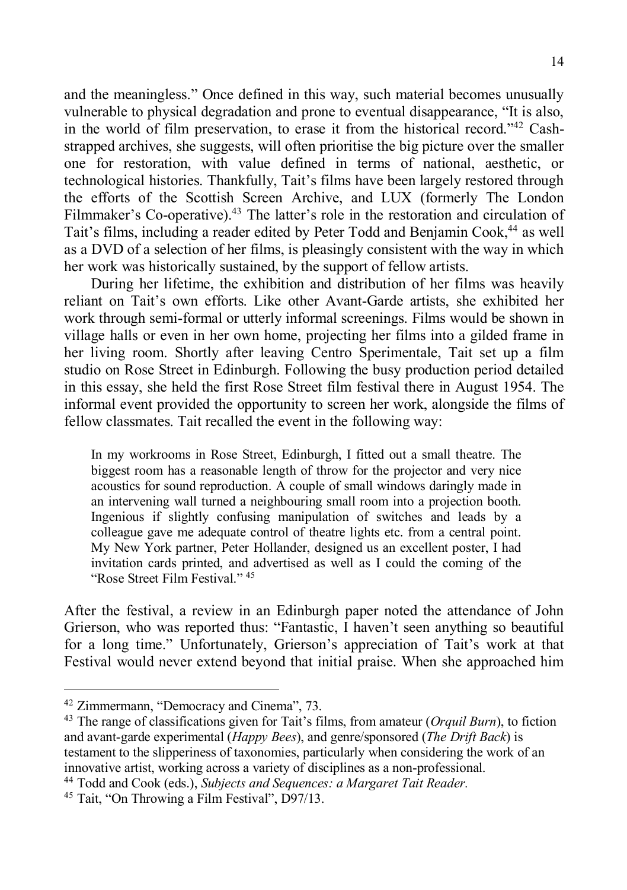and the meaningless." Once defined in this way, such material becomes unusually vulnerable to physical degradation and prone to eventual disappearance, "It is also, in the world of film preservation, to erase it from the historical record."[42] Cash-strapped archives, she suggests, will often prioritise the big picture over the smaller one for restoration, with value defined in terms of national, aesthetic, or technological histories. Thankfully, Tait's films have been largely restored through the efforts of the Scottish Screen Archive, and LUX (formerly The London Filmmaker's Co-operative).[43] The latter's role in the restoration and circulation of Tait's films, including a reader edited by Peter Todd and Benjamin Cook,[44] as well as a DVD of a selection of her films, is pleasingly consistent with the way in which her work was historically sustained, by the support of fellow artists.

During her lifetime, the exhibition and distribution of her films was heavily reliant on Tait's own efforts. Like other Avant-Garde artists, she exhibited her work through semi-formal or utterly informal screenings. Films would be shown in village halls or even in her own home, projecting her films into a gilded frame in her living room. Shortly after leaving Centro Sperimentale, Tait set up a film studio on Rose Street in Edinburgh. Following the busy production period detailed in this essay, she held the first Rose Street film festival there in August 1954. The informal event provided the opportunity to screen her work, alongside the films of fellow classmates. Tait recalled the event in the following way:

> In my workrooms in Rose Street, Edinburgh, I fitted out a small theatre. The biggest room has a reasonable length of throw for the projector and very nice acoustics for sound reproduction. A couple of small windows daringly made in an intervening wall turned a neighbouring small room into a projection booth. Ingenious if slightly confusing manipulation of switches and leads by a colleague gave me adequate control of theatre lights etc. from a central point. My New York partner, Peter Hollander, designed us an excellent poster, I had invitation cards printed, and advertised as well as I could the coming of the "Rose Street Film Festival." [45]

After the festival, a review in an Edinburgh paper noted the attendance of John Grierson, who was reported thus: "Fantastic, I haven't seen anything so beautiful for a long time." Unfortunately, Grierson's appreciation of Tait's work at that Festival would never extend beyond that initial praise. When she approached him

---

[42] Zimmermann, "Democracy and Cinema", 73.

[43] The range of classifications given for Tait's films, from amateur (*Orquil Burn*), to fiction and avant-garde experimental (*Happy Bees*), and genre/sponsored (*The Drift Back*) is testament to the slipperiness of taxonomies, particularly when considering the work of an innovative artist, working across a variety of disciplines as a non-professional.

[44] Todd and Cook (eds.), *Subjects and Sequences: a Margaret Tait Reader.*

[45] Tait, "On Throwing a Film Festival", D97/13.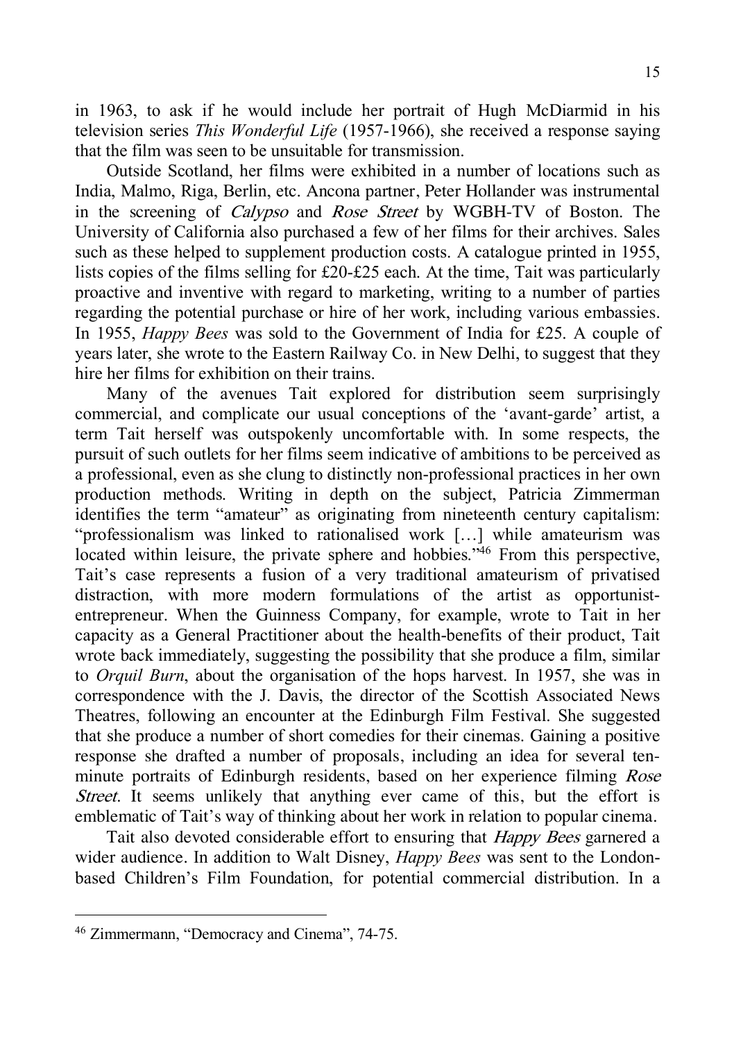in 1963, to ask if he would include her portrait of Hugh McDiarmid in his television series *This Wonderful Life* (1957-1966), she received a response saying that the film was seen to be unsuitable for transmission.

Outside Scotland, her films were exhibited in a number of locations such as India, Malmo, Riga, Berlin, etc. Ancona partner, Peter Hollander was instrumental in the screening of *Calypso* and *Rose Street* by WGBH-TV of Boston. The University of California also purchased a few of her films for their archives. Sales such as these helped to supplement production costs. A catalogue printed in 1955, lists copies of the films selling for £20-£25 each. At the time, Tait was particularly proactive and inventive with regard to marketing, writing to a number of parties regarding the potential purchase or hire of her work, including various embassies. In 1955, *Happy Bees* was sold to the Government of India for £25. A couple of years later, she wrote to the Eastern Railway Co. in New Delhi, to suggest that they hire her films for exhibition on their trains.

Many of the avenues Tait explored for distribution seem surprisingly commercial, and complicate our usual conceptions of the 'avant-garde' artist, a term Tait herself was outspokenly uncomfortable with. In some respects, the pursuit of such outlets for her films seem indicative of ambitions to be perceived as a professional, even as she clung to distinctly non-professional practices in her own production methods. Writing in depth on the subject, Patricia Zimmerman identifies the term "amateur" as originating from nineteenth century capitalism: "professionalism was linked to rationalised work […] while amateurism was located within leisure, the private sphere and hobbies."[46] From this perspective, Tait's case represents a fusion of a very traditional amateurism of privatised distraction, with more modern formulations of the artist as opportunist-entrepreneur. When the Guinness Company, for example, wrote to Tait in her capacity as a General Practitioner about the health-benefits of their product, Tait wrote back immediately, suggesting the possibility that she produce a film, similar to *Orquil Burn*, about the organisation of the hops harvest. In 1957, she was in correspondence with the J. Davis, the director of the Scottish Associated News Theatres, following an encounter at the Edinburgh Film Festival. She suggested that she produce a number of short comedies for their cinemas. Gaining a positive response she drafted a number of proposals, including an idea for several ten-minute portraits of Edinburgh residents, based on her experience filming *Rose Street*. It seems unlikely that anything ever came of this, but the effort is emblematic of Tait's way of thinking about her work in relation to popular cinema.

Tait also devoted considerable effort to ensuring that *Happy Bees* garnered a wider audience. In addition to Walt Disney, *Happy Bees* was sent to the London-based Children's Film Foundation, for potential commercial distribution. In a

---

[46] Zimmermann, "Democracy and Cinema", 74-75.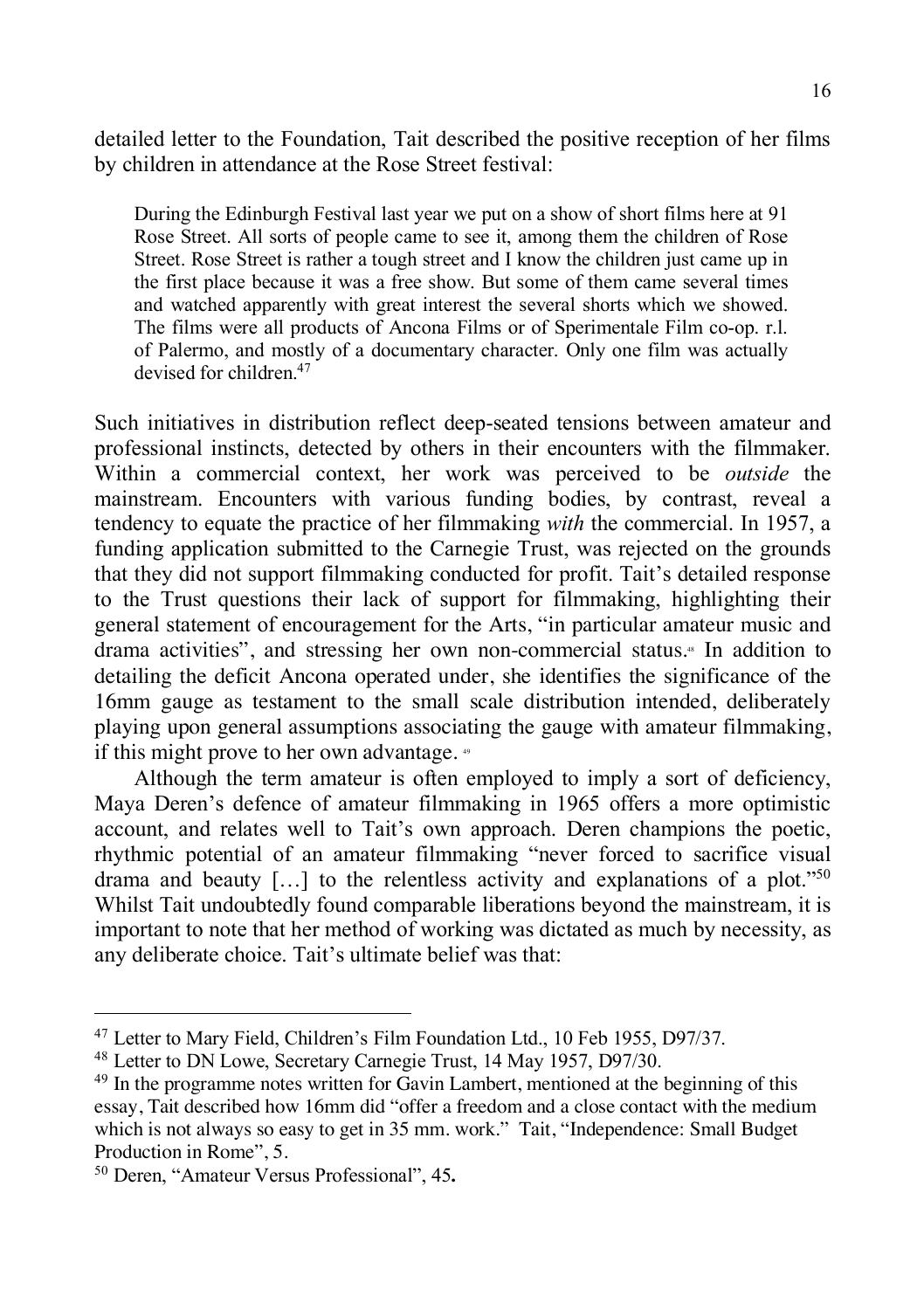detailed letter to the Foundation, Tait described the positive reception of her films by children in attendance at the Rose Street festival:

> During the Edinburgh Festival last year we put on a show of short films here at 91 Rose Street. All sorts of people came to see it, among them the children of Rose Street. Rose Street is rather a tough street and I know the children just came up in the first place because it was a free show. But some of them came several times and watched apparently with great interest the several shorts which we showed. The films were all products of Ancona Films or of Sperimentale Film co-op. r.l. of Palermo, and mostly of a documentary character. Only one film was actually devised for children.[47]

Such initiatives in distribution reflect deep-seated tensions between amateur and professional instincts, detected by others in their encounters with the filmmaker. Within a commercial context, her work was perceived to be *outside* the mainstream. Encounters with various funding bodies, by contrast, reveal a tendency to equate the practice of her filmmaking *with* the commercial. In 1957, a funding application submitted to the Carnegie Trust, was rejected on the grounds that they did not support filmmaking conducted for profit. Tait's detailed response to the Trust questions their lack of support for filmmaking, highlighting their general statement of encouragement for the Arts, "in particular amateur music and drama activities", and stressing her own non-commercial status.[48] In addition to detailing the deficit Ancona operated under, she identifies the significance of the 16mm gauge as testament to the small scale distribution intended, deliberately playing upon general assumptions associating the gauge with amateur filmmaking, if this might prove to her own advantage.[49]

Although the term amateur is often employed to imply a sort of deficiency, Maya Deren's defence of amateur filmmaking in 1965 offers a more optimistic account, and relates well to Tait's own approach. Deren champions the poetic, rhythmic potential of an amateur filmmaking "never forced to sacrifice visual drama and beauty […] to the relentless activity and explanations of a plot."[50] Whilst Tait undoubtedly found comparable liberations beyond the mainstream, it is important to note that her method of working was dictated as much by necessity, as any deliberate choice. Tait's ultimate belief was that:

---

[47] Letter to Mary Field, Children's Film Foundation Ltd., 10 Feb 1955, D97/37.

[48] Letter to DN Lowe, Secretary Carnegie Trust, 14 May 1957, D97/30.

[49] In the programme notes written for Gavin Lambert, mentioned at the beginning of this essay, Tait described how 16mm did "offer a freedom and a close contact with the medium which is not always so easy to get in 35 mm. work." Tait, "Independence: Small Budget Production in Rome", 5.

[50] Deren, "Amateur Versus Professional", 45.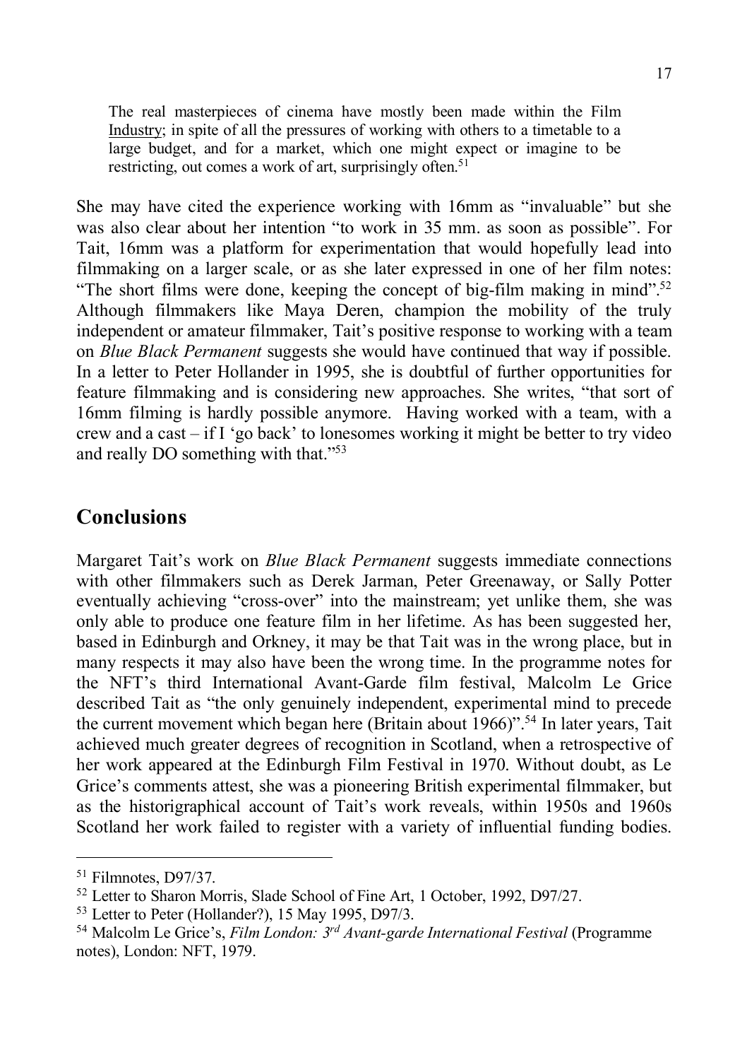> The real masterpieces of cinema have mostly been made within the Film Industry; in spite of all the pressures of working with others to a timetable to a large budget, and for a market, which one might expect or imagine to be restricting, out comes a work of art, surprisingly often.[51]

She may have cited the experience working with 16mm as "invaluable" but she was also clear about her intention "to work in 35 mm. as soon as possible". For Tait, 16mm was a platform for experimentation that would hopefully lead into filmmaking on a larger scale, or as she later expressed in one of her film notes: "The short films were done, keeping the concept of big-film making in mind".[52] Although filmmakers like Maya Deren, champion the mobility of the truly independent or amateur filmmaker, Tait's positive response to working with a team on *Blue Black Permanent* suggests she would have continued that way if possible. In a letter to Peter Hollander in 1995, she is doubtful of further opportunities for feature filmmaking and is considering new approaches. She writes, "that sort of 16mm filming is hardly possible anymore. Having worked with a team, with a crew and a cast – if I 'go back' to lonesomes working it might be better to try video and really DO something with that."[53]

## Conclusions

Margaret Tait's work on *Blue Black Permanent* suggests immediate connections with other filmmakers such as Derek Jarman, Peter Greenaway, or Sally Potter eventually achieving "cross-over" into the mainstream; yet unlike them, she was only able to produce one feature film in her lifetime. As has been suggested her, based in Edinburgh and Orkney, it may be that Tait was in the wrong place, but in many respects it may also have been the wrong time. In the programme notes for the NFT's third International Avant-Garde film festival, Malcolm Le Grice described Tait as "the only genuinely independent, experimental mind to precede the current movement which began here (Britain about 1966)".[54] In later years, Tait achieved much greater degrees of recognition in Scotland, when a retrospective of her work appeared at the Edinburgh Film Festival in 1970. Without doubt, as Le Grice's comments attest, she was a pioneering British experimental filmmaker, but as the historigraphical account of Tait's work reveals, within 1950s and 1960s Scotland her work failed to register with a variety of influential funding bodies.

---

[51] Filmnotes, D97/37.

[52] Letter to Sharon Morris, Slade School of Fine Art, 1 October, 1992, D97/27.

[53] Letter to Peter (Hollander?), 15 May 1995, D97/3.

[54] Malcolm Le Grice's, *Film London: 3rd Avant-garde International Festival* (Programme notes), London: NFT, 1979.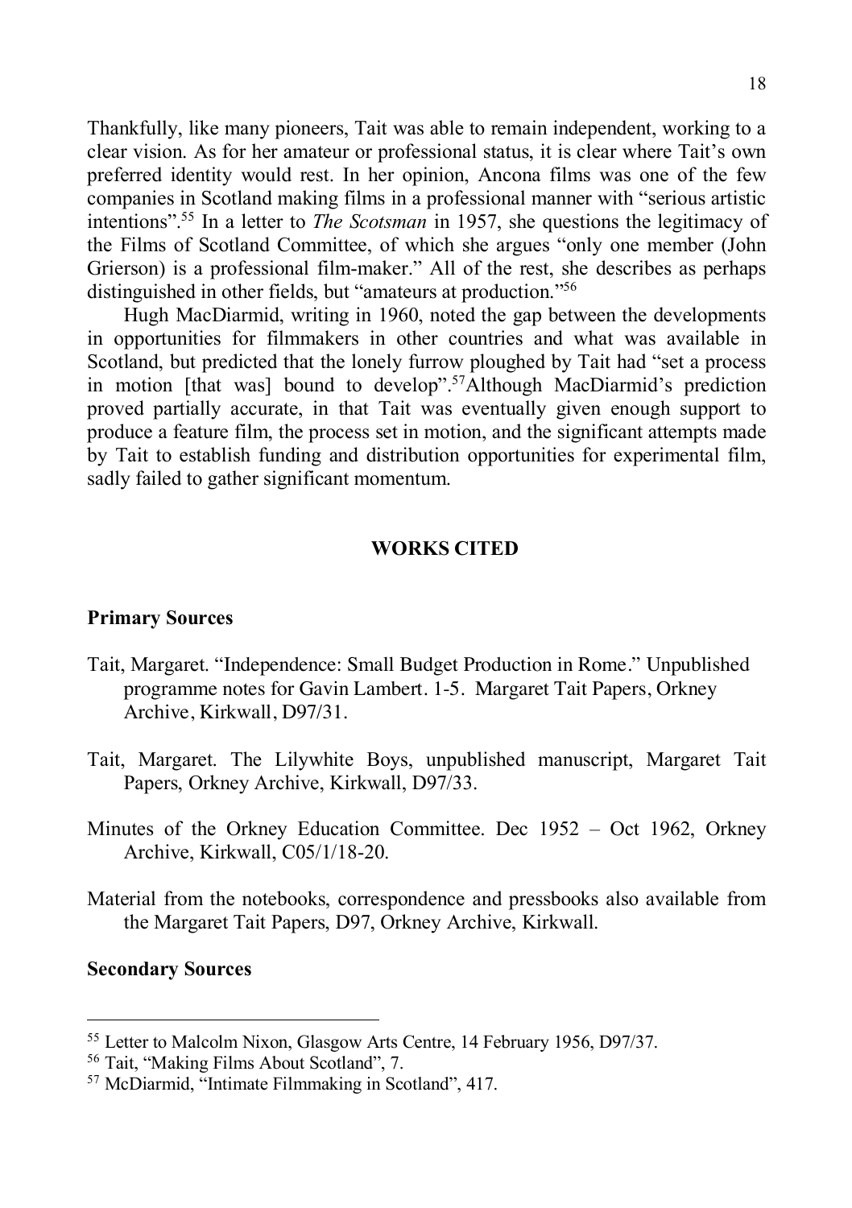Thankfully, like many pioneers, Tait was able to remain independent, working to a clear vision. As for her amateur or professional status, it is clear where Tait's own preferred identity would rest. In her opinion, Ancona films was one of the few companies in Scotland making films in a professional manner with "serious artistic intentions".[55] In a letter to *The Scotsman* in 1957, she questions the legitimacy of the Films of Scotland Committee, of which she argues "only one member (John Grierson) is a professional film-maker." All of the rest, she describes as perhaps distinguished in other fields, but "amateurs at production."[56]

Hugh MacDiarmid, writing in 1960, noted the gap between the developments in opportunities for filmmakers in other countries and what was available in Scotland, but predicted that the lonely furrow ploughed by Tait had "set a process in motion [that was] bound to develop".[57]Although MacDiarmid's prediction proved partially accurate, in that Tait was eventually given enough support to produce a feature film, the process set in motion, and the significant attempts made by Tait to establish funding and distribution opportunities for experimental film, sadly failed to gather significant momentum.

## WORKS CITED

### Primary Sources

Tait, Margaret. "Independence: Small Budget Production in Rome." Unpublished programme notes for Gavin Lambert. 1-5. Margaret Tait Papers, Orkney Archive, Kirkwall, D97/31.

Tait, Margaret. The Lilywhite Boys, unpublished manuscript, Margaret Tait Papers, Orkney Archive, Kirkwall, D97/33.

Minutes of the Orkney Education Committee. Dec 1952 – Oct 1962, Orkney Archive, Kirkwall, C05/1/18-20.

Material from the notebooks, correspondence and pressbooks also available from the Margaret Tait Papers, D97, Orkney Archive, Kirkwall.

### Secondary Sources

---

[55] Letter to Malcolm Nixon, Glasgow Arts Centre, 14 February 1956, D97/37.

[56] Tait, "Making Films About Scotland", 7.

[57] McDiarmid, "Intimate Filmmaking in Scotland", 417.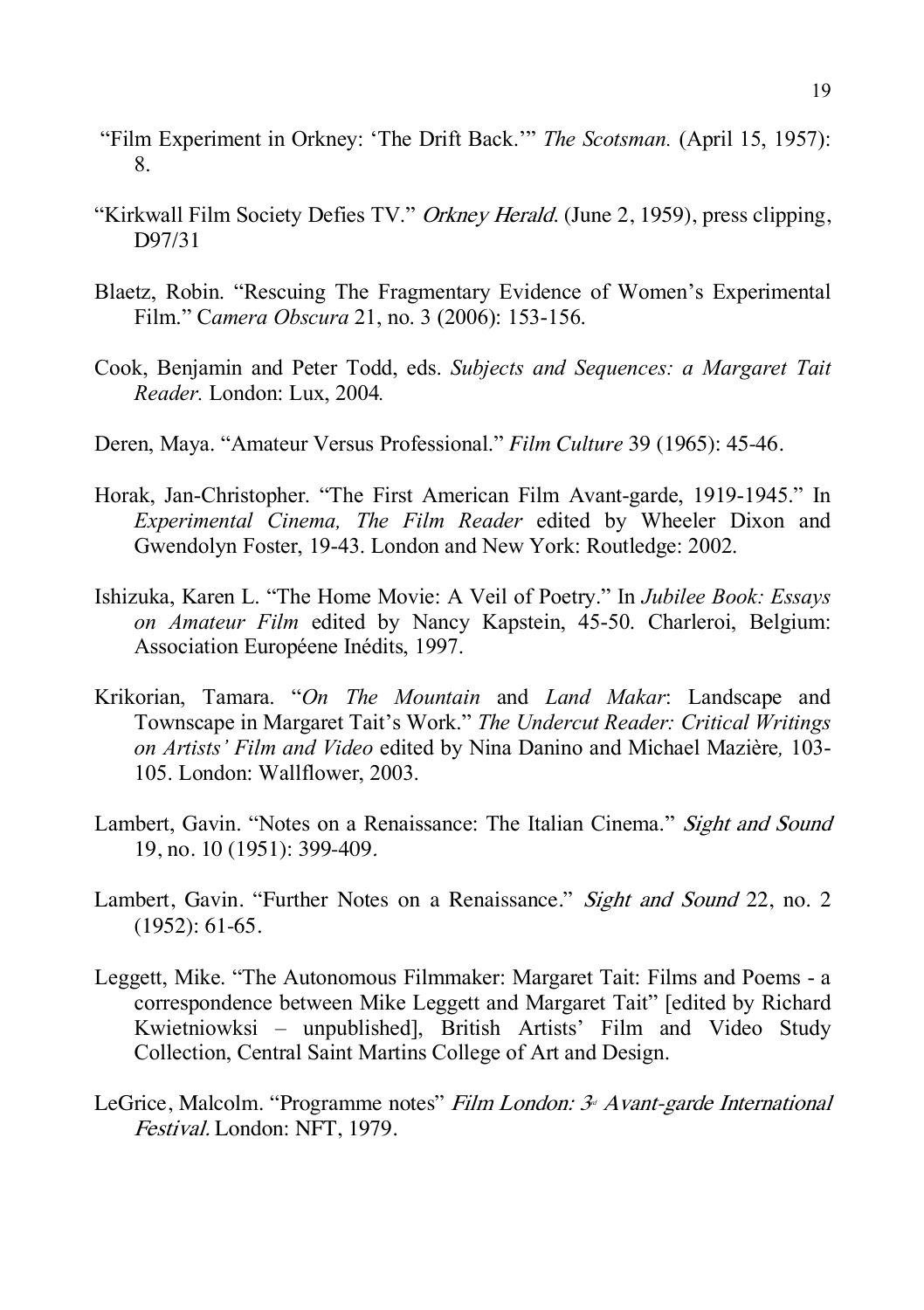"Film Experiment in Orkney: 'The Drift Back.'" *The Scotsman.* (April 15, 1957): 8.

"Kirkwall Film Society Defies TV." *Orkney Herald.* (June 2, 1959), press clipping, D97/31

Blaetz, Robin. "Rescuing The Fragmentary Evidence of Women's Experimental Film." C*amera Obscura* 21, no. 3 (2006): 153-156.

Cook, Benjamin and Peter Todd, eds. *Subjects and Sequences: a Margaret Tait Reader.* London: Lux, 2004.

Deren, Maya. "Amateur Versus Professional." *Film Culture* 39 (1965): 45-46.

Horak, Jan-Christopher. "The First American Film Avant-garde, 1919-1945." In *Experimental Cinema, The Film Reader* edited by Wheeler Dixon and Gwendolyn Foster, 19-43. London and New York: Routledge: 2002.

Ishizuka, Karen L. "The Home Movie: A Veil of Poetry." In *Jubilee Book: Essays on Amateur Film* edited by Nancy Kapstein, 45-50. Charleroi, Belgium: Association Européene Inédits, 1997.

Krikorian, Tamara. "*On The Mountain* and *Land Makar*: Landscape and Townscape in Margaret Tait's Work." *The Undercut Reader: Critical Writings on Artists' Film and Video* edited by Nina Danino and Michael Mazière, 103-105. London: Wallflower, 2003.

Lambert, Gavin. "Notes on a Renaissance: The Italian Cinema." *Sight and Sound* 19, no. 10 (1951): 399-409.

Lambert, Gavin. "Further Notes on a Renaissance." *Sight and Sound* 22, no. 2 (1952): 61-65.

Leggett, Mike. "The Autonomous Filmmaker: Margaret Tait: Films and Poems - a correspondence between Mike Leggett and Margaret Tait" [edited by Richard Kwietniowksi – unpublished], British Artists' Film and Video Study Collection, Central Saint Martins College of Art and Design.

LeGrice, Malcolm. "Programme notes" *Film London: 3rd Avant-garde International Festival.* London: NFT, 1979.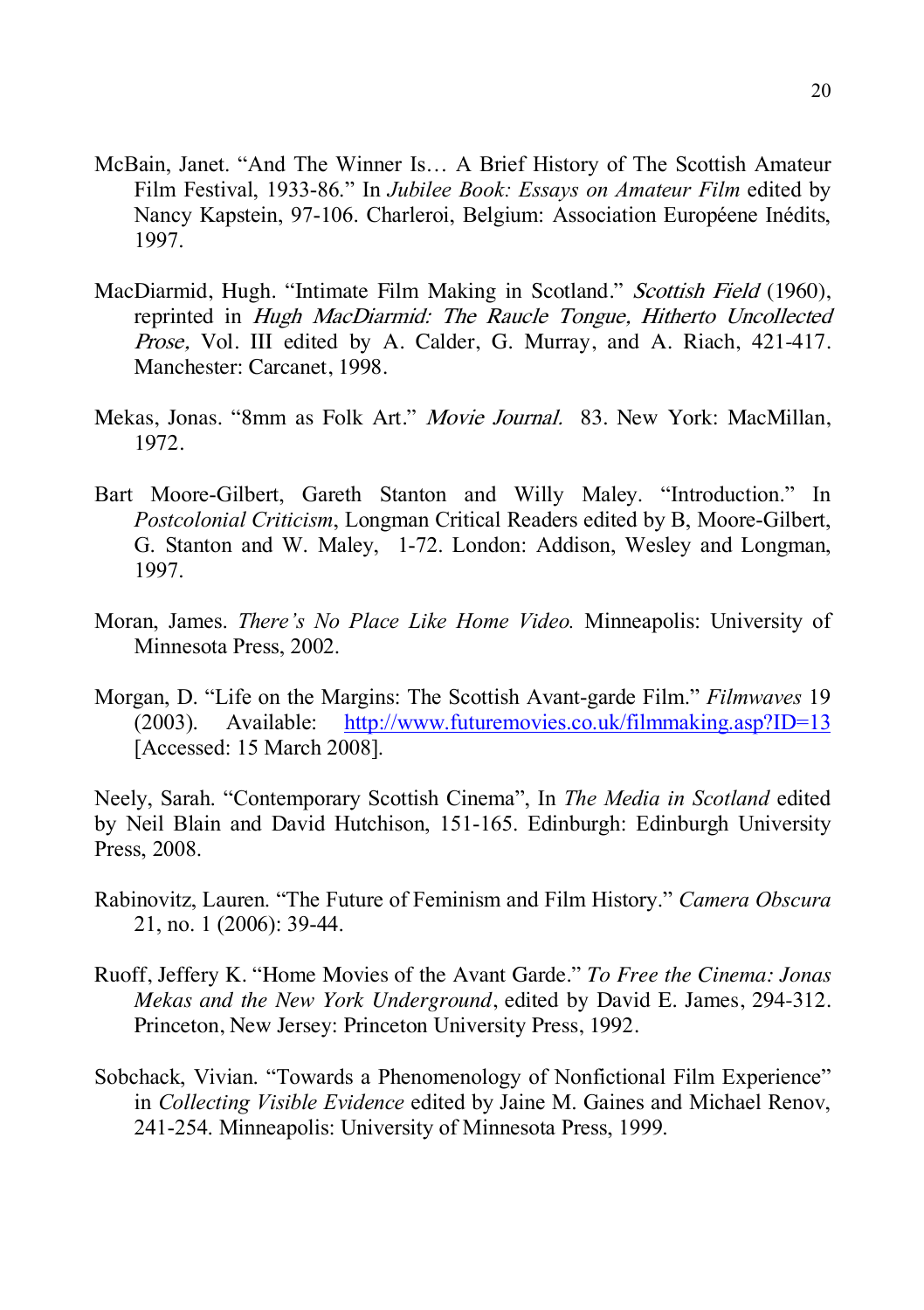McBain, Janet. "And The Winner Is… A Brief History of The Scottish Amateur Film Festival, 1933-86." In *Jubilee Book: Essays on Amateur Film* edited by Nancy Kapstein, 97-106. Charleroi, Belgium: Association Européene Inédits, 1997.

MacDiarmid, Hugh. "Intimate Film Making in Scotland." *Scottish Field* (1960), reprinted in *Hugh MacDiarmid: The Raucle Tongue, Hitherto Uncollected Prose,* Vol. III edited by A. Calder, G. Murray, and A. Riach, 421-417. Manchester: Carcanet, 1998.

Mekas, Jonas. "8mm as Folk Art." *Movie Journal.* 83. New York: MacMillan, 1972.

Bart Moore-Gilbert, Gareth Stanton and Willy Maley. "Introduction." In *Postcolonial Criticism*, Longman Critical Readers edited by B, Moore-Gilbert, G. Stanton and W. Maley, 1-72. London: Addison, Wesley and Longman, 1997.

Moran, James. *There's No Place Like Home Video.* Minneapolis: University of Minnesota Press, 2002.

Morgan, D. "Life on the Margins: The Scottish Avant-garde Film." *Filmwaves* 19 (2003). Available: http://www.futuremovies.co.uk/filmmaking.asp?ID=13 [Accessed: 15 March 2008].

Neely, Sarah. "Contemporary Scottish Cinema", In *The Media in Scotland* edited by Neil Blain and David Hutchison, 151-165. Edinburgh: Edinburgh University Press, 2008.

Rabinovitz, Lauren. "The Future of Feminism and Film History." *Camera Obscura* 21, no. 1 (2006): 39-44.

Ruoff, Jeffery K. "Home Movies of the Avant Garde." *To Free the Cinema: Jonas Mekas and the New York Underground*, edited by David E. James, 294-312. Princeton, New Jersey: Princeton University Press, 1992.

Sobchack, Vivian. "Towards a Phenomenology of Nonfictional Film Experience" in *Collecting Visible Evidence* edited by Jaine M. Gaines and Michael Renov, 241-254. Minneapolis: University of Minnesota Press, 1999.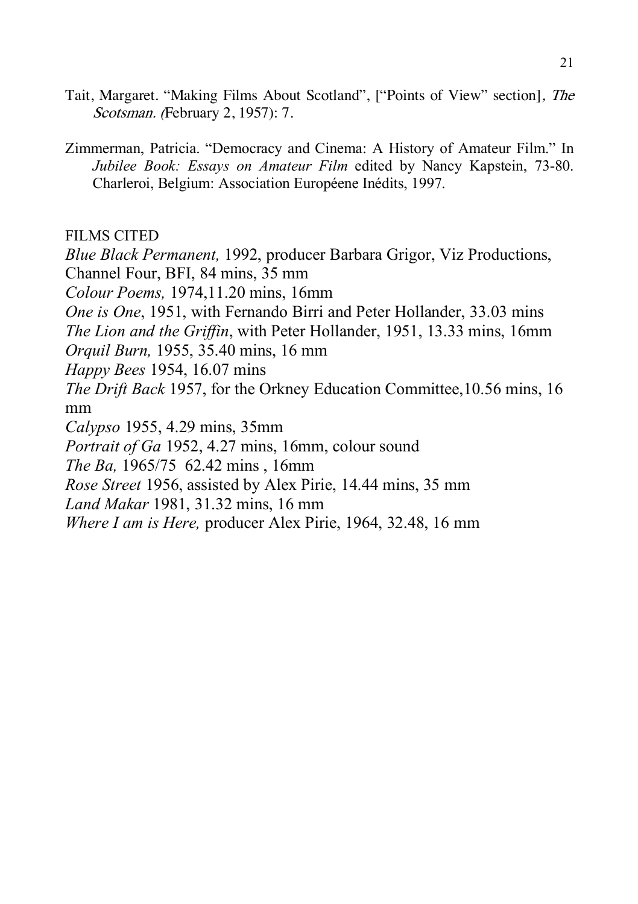Tait, Margaret. "Making Films About Scotland", ["Points of View" section], *The Scotsman. (*February 2, 1957): 7.

Zimmerman, Patricia. "Democracy and Cinema: A History of Amateur Film." In *Jubilee Book: Essays on Amateur Film* edited by Nancy Kapstein, 73-80. Charleroi, Belgium: Association Européene Inédits, 1997.

FILMS CITED

*Blue Black Permanent,* 1992, producer Barbara Grigor, Viz Productions, Channel Four, BFI, 84 mins, 35 mm

*Colour Poems,* 1974,11.20 mins, 16mm

*One is One*, 1951, with Fernando Birri and Peter Hollander, 33.03 mins

*The Lion and the Griffin*, with Peter Hollander, 1951, 13.33 mins, 16mm

*Orquil Burn,* 1955, 35.40 mins, 16 mm

*Happy Bees* 1954, 16.07 mins

*The Drift Back* 1957, for the Orkney Education Committee,10.56 mins, 16 mm

*Calypso* 1955, 4.29 mins, 35mm

*Portrait of Ga* 1952, 4.27 mins, 16mm, colour sound

*The Ba,* 1965/75 62.42 mins , 16mm

*Rose Street* 1956, assisted by Alex Pirie, 14.44 mins, 35 mm

*Land Makar* 1981, 31.32 mins, 16 mm

*Where I am is Here,* producer Alex Pirie, 1964, 32.48, 16 mm